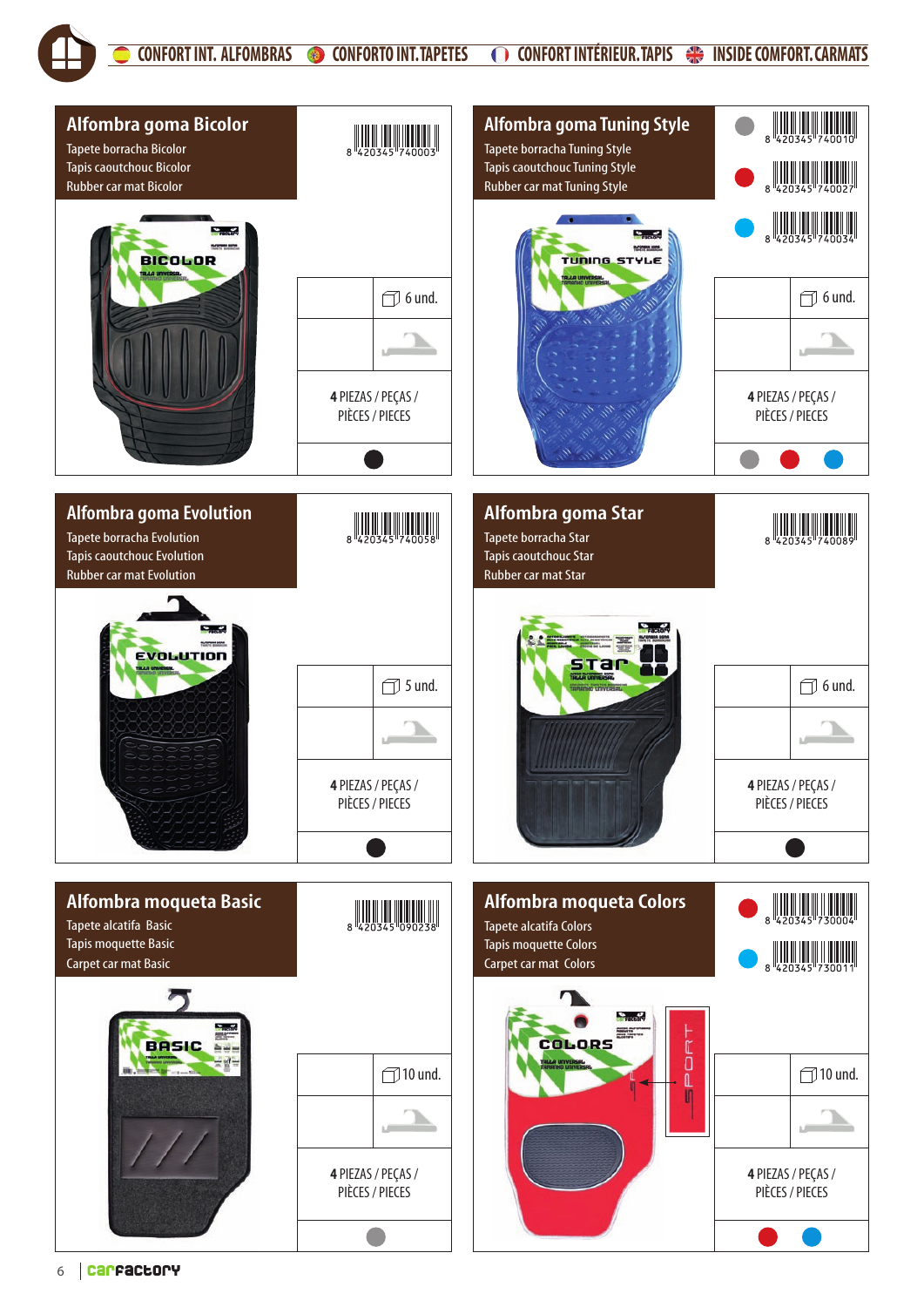CONFORT INT. ALFOMBRAS | CONFORTO INT. TAPETES | CONFORT INTÉRIEUR. TAPIS | INSIDE COMFORT. CARMATS

## Alfombra goma Bicolor

Tapete borracha Bicolor
Tapis caoutchouc Bicolor
Rubber car mat Bicolor

8 420345 740003

6 und.

**4** PIEZAS / PEÇAS / PIÈCES / PIECES

## Alfombra goma Tuning Style

Tapete borracha Tuning Style
Tapis caoutchouc Tuning Style
Rubber car mat Tuning Style

8 420345 740010
8 420345 740027
8 420345 740034

6 und.

**4** PIEZAS / PEÇAS / PIÈCES / PIECES

## Alfombra goma Evolution

Tapete borracha Evolution
Tapis caoutchouc Evolution
Rubber car mat Evolution

8 420345 740058

5 und.

**4** PIEZAS / PEÇAS / PIÈCES / PIECES

## Alfombra goma Star

Tapete borracha Star
Tapis caoutchouc Star
Rubber car mat Star

8 420345 740089

6 und.

**4** PIEZAS / PEÇAS / PIÈCES / PIECES

## Alfombra moqueta Basic

Tapete alcatifa Basic
Tapis moquette Basic
Carpet car mat Basic

8 420345 090238

10 und.

**4** PIEZAS / PEÇAS / PIÈCES / PIECES

## Alfombra moqueta Colors

Tapete alcatifa Colors
Tapis moquette Colors
Carpet car mat Colors

8 420345 730004
8 420345 730011

10 und.

**4** PIEZAS / PEÇAS / PIÈCES / PIECES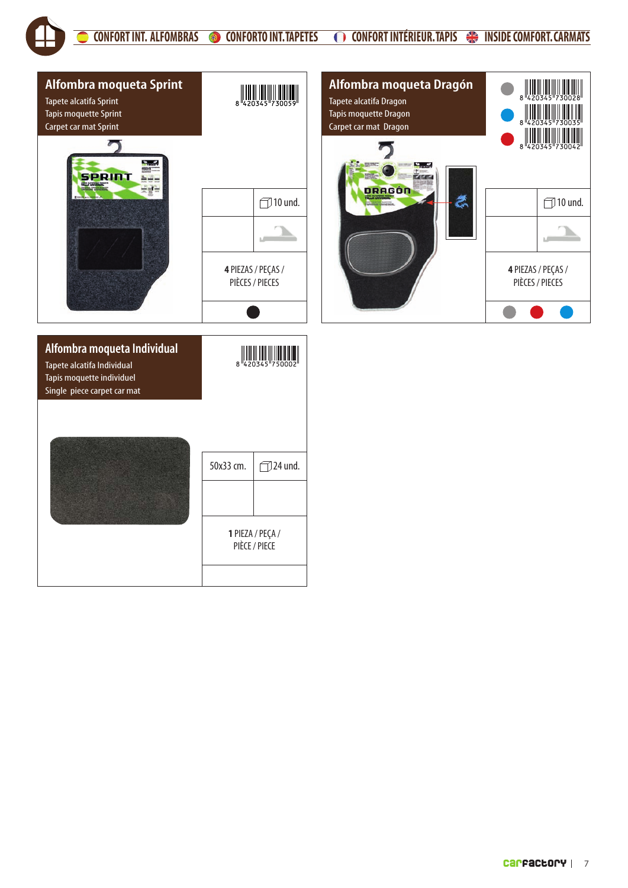CONFORT INT. ALFOMBRAS CONFORTO INT. TAPETES CONFORT INTÉRIEUR. TAPIS INSIDE COMFORT. CARMATS

## Alfombra moqueta Sprint

Tapete alcatifa Sprint
Tapis moquette Sprint
Carpet car mat Sprint

8 420345 730059

| | |
|---|---|
| | 10 und. |
| | |
| **4** PIEZAS / PEÇAS / PIÈCES / PIECES | |

## Alfombra moqueta Dragón

Tapete alcatifa Dragon
Tapis moquette Dragon
Carpet car mat Dragon

8 420345 730028
8 420345 730035
8 420345 730042

| | |
|---|---|
| | 10 und. |
| | |
| **4** PIEZAS / PEÇAS / PIÈCES / PIECES | |

## Alfombra moqueta Individual

Tapete alcatifa Individual
Tapis moquette individuel
Single piece carpet car mat

8 420345 750002

| | |
|---|---|
| 50x33 cm. | 24 und. |
| | |
| **1** PIEZA / PEÇA / PIÈCE / PIECE | |